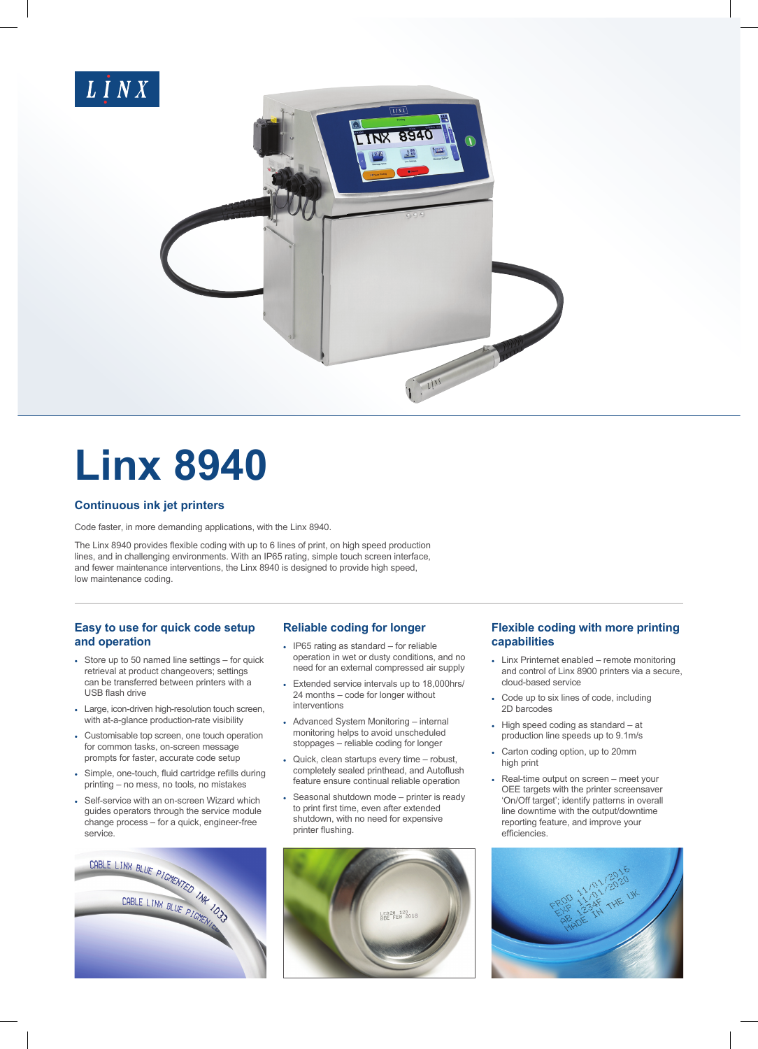# Linx 8940

## Continuous ink jet printers

Code faster, in more demanding applications, with the Linx 8940.

The Linx 8940 provides flexible coding with up to 6 lines of print, on high speed production lines, and in challenging environments. With an IP65 rating, simple touch screen interface, and fewer maintenance interventions, the Linx 8940 is designed to provide high speed, low maintenance coding.

### Easy to use for quick code setup and operation

- Store up to 50 named line settings – for quick retrieval at product changeovers; settings can be transferred between printers with a USB flash drive
- Large, icon-driven high-resolution touch screen, with at-a-glance production-rate visibility
- Customisable top screen, one touch operation for common tasks, on-screen message prompts for faster, accurate code setup
- Simple, one-touch, fluid cartridge refills during printing – no mess, no tools, no mistakes
- Self-service with an on-screen Wizard which guides operators through the service module change process – for a quick, engineer-free service.

### Reliable coding for longer

- IP65 rating as standard – for reliable operation in wet or dusty conditions, and no need for an external compressed air supply
- Extended service intervals up to 18,000hrs/ 24 months – code for longer without interventions
- Advanced System Monitoring – internal monitoring helps to avoid unscheduled stoppages – reliable coding for longer
- Quick, clean startups every time – robust, completely sealed printhead, and Autoflush feature ensure continual reliable operation
- Seasonal shutdown mode – printer is ready to print first time, even after extended shutdown, with no need for expensive printer flushing.

### Flexible coding with more printing capabilities

- Linx Printernet enabled – remote monitoring and control of Linx 8900 printers via a secure, cloud-based service
- Code up to six lines of code, including 2D barcodes
- High speed coding as standard – at production line speeds up to 9.1m/s
- Carton coding option, up to 20mm high print
- Real-time output on screen – meet your OEE targets with the printer screensaver 'On/Off target'; identify patterns in overall line downtime with the output/downtime reporting feature, and improve your efficiencies.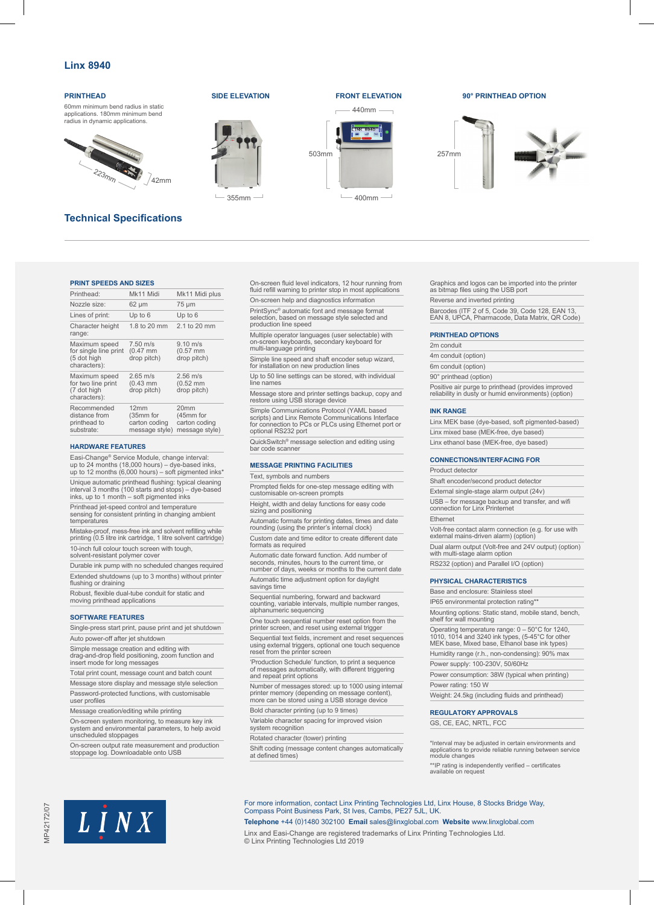## Linx 8940

### PRINTHEAD

60mm minimum bend radius in static applications. 180mm minimum bend radius in dynamic applications.

223mm

42mm

### SIDE ELEVATION

355mm

### FRONT ELEVATION

440mm

503mm

400mm

### 90° PRINTHEAD OPTION

257mm

## Technical Specifications

### PRINT SPEEDS AND SIZES

| | | |
|---|---|---|
| Printhead: | Mk11 Midi | Mk11 Midi plus |
| Nozzle size: | 62 µm | 75 µm |
| Lines of print: | Up to 6 | Up to 6 |
| Character height range: | 1.8 to 20 mm | 2.1 to 20 mm |
| Maximum speed for single line print (5 dot high characters): | 7.50 m/s (0.47 mm drop pitch) | 9.10 m/s (0.57 mm drop pitch) |
| Maximum speed for two line print (7 dot high characters): | 2.65 m/s (0.43 mm drop pitch) | 2.56 m/s (0.52 mm drop pitch) |
| Recommended distance from printhead to substrate: | 12mm (35mm for carton coding message style) | 20mm (45mm for carton coding message style) |

### HARDWARE FEATURES

- Easi-Change® Service Module, change interval: up to 24 months (18,000 hours) – dye-based inks, up to 12 months (6,000 hours) – soft pigmented inks*
- Unique automatic printhead flushing: typical cleaning interval 3 months (100 starts and stops) – dye-based inks, up to 1 month – soft pigmented inks
- Printhead jet-speed control and temperature sensing for consistent printing in changing ambient temperatures
- Mistake-proof, mess-free ink and solvent refilling while printing (0.5 litre ink cartridge, 1 litre solvent cartridge)
- 10-inch full colour touch screen with tough, solvent-resistant polymer cover
- Durable ink pump with no scheduled changes required
- Extended shutdowns (up to 3 months) without printer flushing or draining
- Robust, flexible dual-tube conduit for static and moving printhead applications

### SOFTWARE FEATURES

- Single-press start print, pause print and jet shutdown
- Auto power-off after jet shutdown
- Simple message creation and editing with drag-and-drop field positioning, zoom function and insert mode for long messages
- Total print count, message count and batch count
- Message store display and message style selection
- Password-protected functions, with customisable user profiles
- Message creation/editing while printing
- On-screen system monitoring, to measure key ink system and environmental parameters, to help avoid unscheduled stoppages
- On-screen output rate measurement and production stoppage log. Downloadable onto USB
- On-screen fluid level indicators, 12 hour running from fluid refill warning to printer stop in most applications
- On-screen help and diagnostics information
- PrintSync® automatic font and message format selection, based on message style selected and production line speed
- Multiple operator languages (user selectable) with on-screen keyboards, secondary keyboard for multi-language printing
- Simple line speed and shaft encoder setup wizard, for installation on new production lines
- Up to 50 line settings can be stored, with individual line names
- Message store and printer settings backup, copy and restore using USB storage device
- Simple Communications Protocol (YAML based scripts) and Linx Remote Communications Interface for connection to PCs or PLCs using Ethernet port or optional RS232 port
- QuickSwitch® message selection and editing using bar code scanner

### MESSAGE PRINTING FACILITIES

- Text, symbols and numbers
- Prompted fields for one-step message editing with customisable on-screen prompts
- Height, width and delay functions for easy code sizing and positioning
- Automatic formats for printing dates, times and date rounding (using the printer's internal clock)
- Custom date and time editor to create different date formats as required
- Automatic date forward function. Add number of seconds, minutes, hours to the current time, or number of days, weeks or months to the current date
- Automatic time adjustment option for daylight savings time
- Sequential numbering, forward and backward counting, variable intervals, multiple number ranges, alphanumeric sequencing
- One touch sequential number reset option from the printer screen, and reset using external trigger
- Sequential text fields, increment and reset sequences using external triggers, optional one touch sequence reset from the printer screen
- 'Production Schedule' function, to print a sequence of messages automatically, with different triggering and repeat print options
- Number of messages stored: up to 1000 using internal printer memory (depending on message content), more can be stored using a USB storage device
- Bold character printing (up to 9 times)
- Variable character spacing for improved vision system recognition
- Rotated character (tower) printing
- Shift coding (message content changes automatically at defined times)
- Graphics and logos can be imported into the printer as bitmap files using the USB port
- Reverse and inverted printing
- Barcodes (ITF 2 of 5, Code 39, Code 128, EAN 13, EAN 8, UPCA, Pharmacode, Data Matrix, QR Code)

### PRINTHEAD OPTIONS

- 2m conduit
- 4m conduit (option)
- 6m conduit (option)
- 90° printhead (option)
- Positive air purge to printhead (provides improved reliability in dusty or humid environments) (option)

### INK RANGE

- Linx MEK base (dye-based, soft pigmented-based)
- Linx mixed base (MEK-free, dye based)
- Linx ethanol base (MEK-free, dye based)

### CONNECTIONS/INTERFACING FOR

- Product detector
- Shaft encoder/second product detector
- External single-stage alarm output (24v)
- USB – for message backup and transfer, and wifi connection for Linx Printernet
- Ethernet
- Volt-free contact alarm connection (e.g. for use with external mains-driven alarm) (option)
- Dual alarm output (Volt-free and 24V output) (option) with multi-stage alarm option
- RS232 (option) and Parallel I/O (option)

### PHYSICAL CHARACTERISTICS

- Base and enclosure: Stainless steel
- IP65 environmental protection rating**
- Mounting options: Static stand, mobile stand, bench, shelf for wall mounting
- Operating temperature range: 0 – 50°C for 1240, 1010, 1014 and 3240 ink types, (5-45°C for other MEK base, Mixed base, Ethanol base ink types)
- Humidity range (r.h., non-condensing): 90% max
- Power supply: 100-230V, 50/60Hz
- Power consumption: 38W (typical when printing)
- Power rating: 150 W
- Weight: 24.5kg (including fluids and printhead)

### REGULATORY APPROVALS

GS, CE, EAC, NRTL, FCC

*Interval may be adjusted in certain environments and applications to provide reliable running between service module changes

**IP rating is independently verified – certificates available on request

MP42172/07

LINX

For more information, contact Linx Printing Technologies Ltd, Linx House, 8 Stocks Bridge Way, Compass Point Business Park, St Ives, Cambs, PE27 5JL, UK.

**Telephone** +44 (0)1480 302100 **Email** sales@linxglobal.com **Website** www.linxglobal.com

Linx and Easi-Change are registered trademarks of Linx Printing Technologies Ltd.
© Linx Printing Technologies Ltd 2019